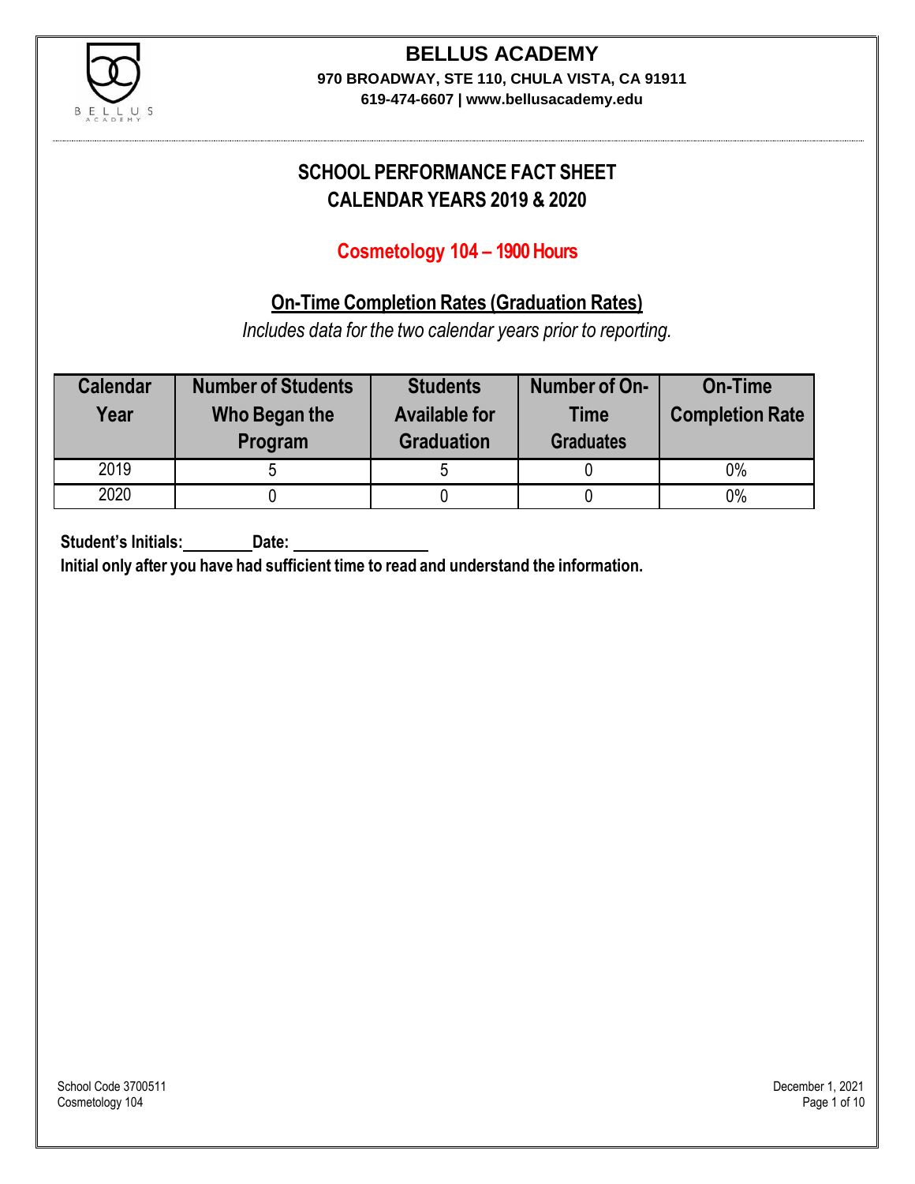# BELLUS ACADEMY

**970 BROADWAY, STE 110, CHULA VISTA, CA 91911**

**619-474-6607 | www.bellusacademy.edu**

## SCHOOL PERFORMANCE FACT SHEET
## CALENDAR YEARS 2019 & 2020

### Cosmetology 104 – 1900 Hours

### On-Time Completion Rates (Graduation Rates)

*Includes data for the two calendar years prior to reporting.*

| Calendar Year | Number of Students Who Began the Program | Students Available for Graduation | Number of On-Time Graduates | On-Time Completion Rate |
|---|---|---|---|---|
| 2019 | 5 | 5 | 0 | 0% |
| 2020 | 0 | 0 | 0 | 0% |

**Student's Initials:________ Date: ________________**

**Initial only after you have had sufficient time to read and understand the information.**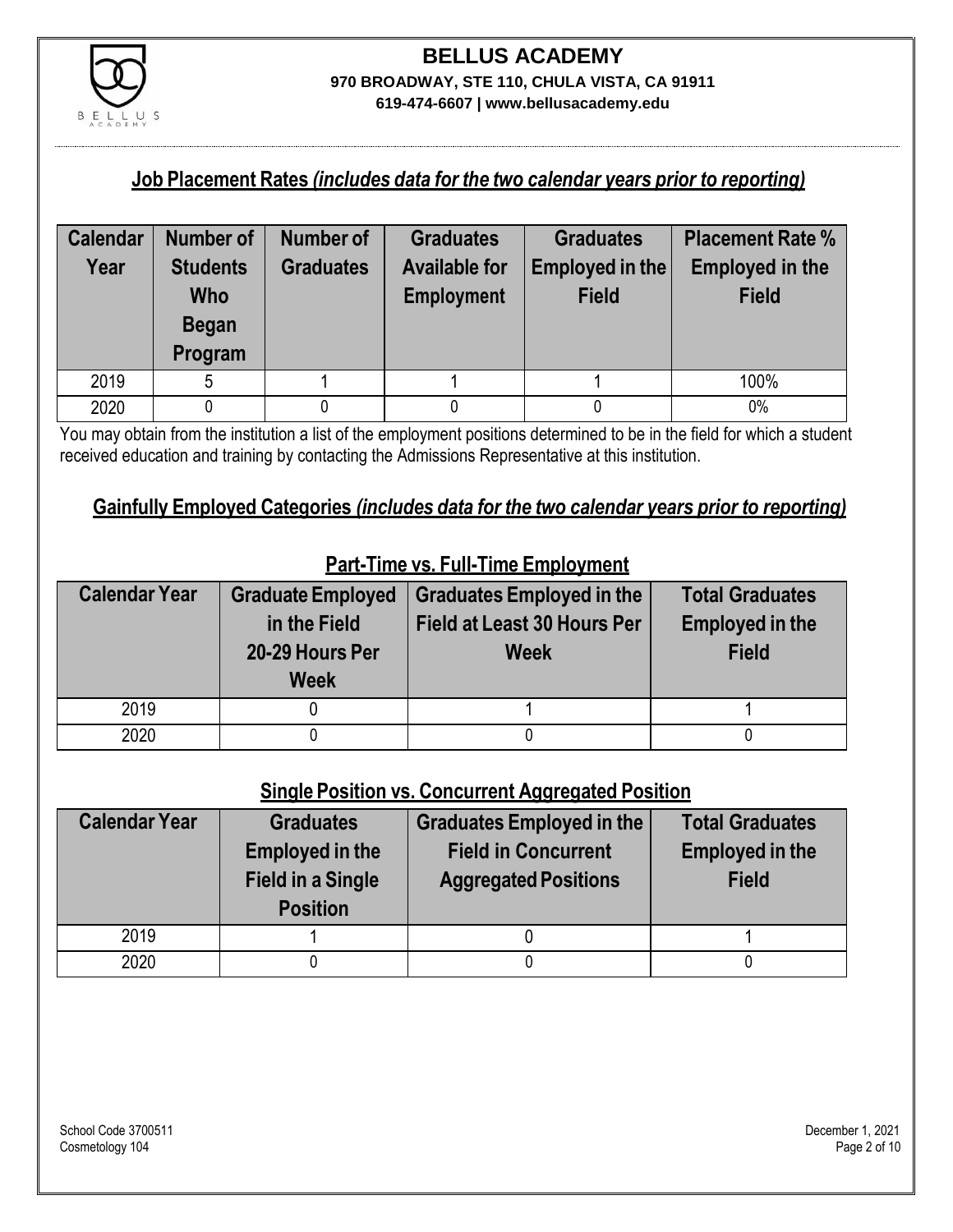## Job Placement Rates *(includes data for the two calendar years prior to reporting)*

| Calendar Year | Number of Students Who Began Program | Number of Graduates | Graduates Available for Employment | Graduates Employed in the Field | Placement Rate % Employed in the Field |
|---|---|---|---|---|---|
| 2019 | 5 | 1 | 1 | 1 | 100% |
| 2020 | 0 | 0 | 0 | 0 | 0% |

You may obtain from the institution a list of the employment positions determined to be in the field for which a student received education and training by contacting the Admissions Representative at this institution.

## Gainfully Employed Categories *(includes data for the two calendar years prior to reporting)*

### Part-Time vs. Full-Time Employment

| Calendar Year | Graduate Employed in the Field 20-29 Hours Per Week | Graduates Employed in the Field at Least 30 Hours Per Week | Total Graduates Employed in the Field |
|---|---|---|---|
| 2019 | 0 | 1 | 1 |
| 2020 | 0 | 0 | 0 |

### Single Position vs. Concurrent Aggregated Position

| Calendar Year | Graduates Employed in the Field in a Single Position | Graduates Employed in the Field in Concurrent Aggregated Positions | Total Graduates Employed in the Field |
|---|---|---|---|
| 2019 | 1 | 0 | 1 |
| 2020 | 0 | 0 | 0 |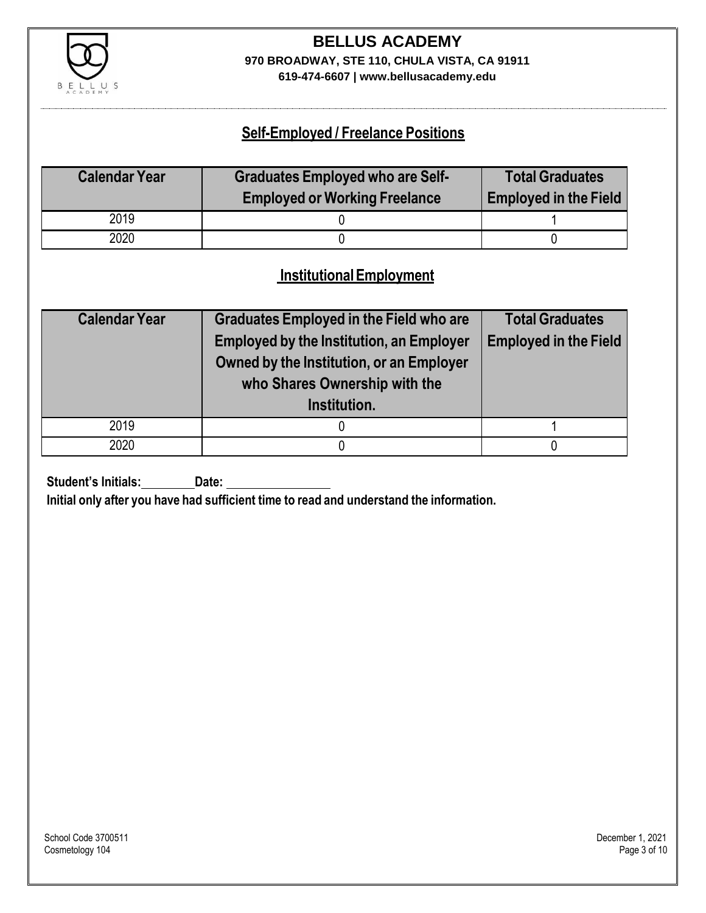# BELLUS ACADEMY

**970 BROADWAY, STE 110, CHULA VISTA, CA 91911**
**619-474-6607 | www.bellusacademy.edu**

## Self-Employed / Freelance Positions

| Calendar Year | Graduates Employed who are Self-Employed or Working Freelance | Total Graduates Employed in the Field |
|---|---|---|
| 2019 | 0 | 1 |
| 2020 | 0 | 0 |

## Institutional Employment

| Calendar Year | Graduates Employed in the Field who are Employed by the Institution, an Employer Owned by the Institution, or an Employer who Shares Ownership with the Institution. | Total Graduates Employed in the Field |
|---|---|---|
| 2019 | 0 | 1 |
| 2020 | 0 | 0 |

**Student's Initials:** ________ **Date:** ________________

**Initial only after you have had sufficient time to read and understand the information.**

School Code 3700511
Cosmetology 104

December 1, 2021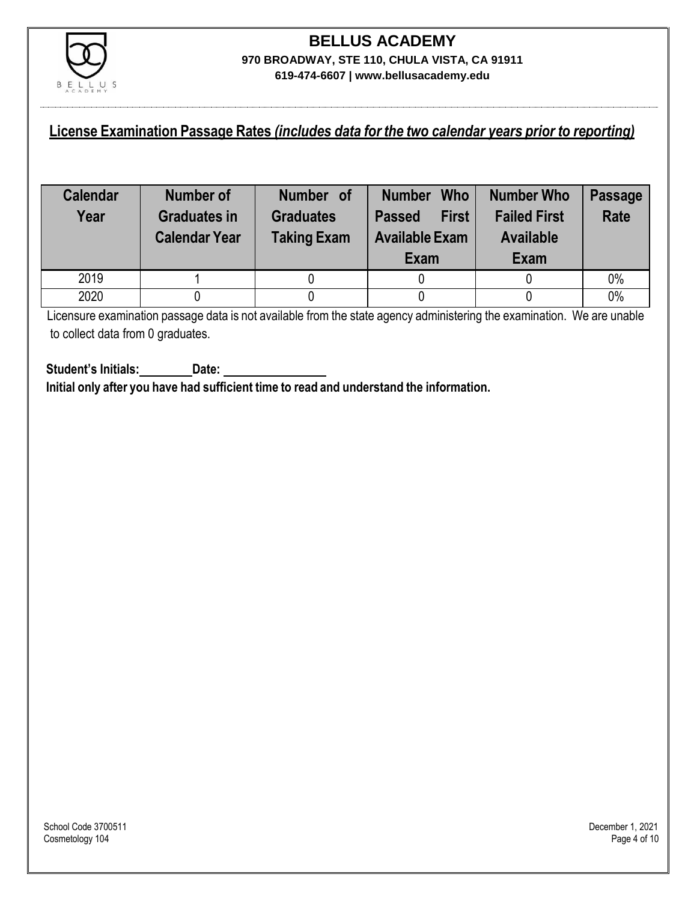# BELLUS ACADEMY

**970 BROADWAY, STE 110, CHULA VISTA, CA 91911**

**619-474-6607 | www.bellusacademy.edu**

## License Examination Passage Rates *(includes data for the two calendar years prior to reporting)*

| Calendar Year | Number of Graduates in Calendar Year | Number of Graduates Taking Exam | Number Who Passed First Available Exam | Number Who Failed First Available Exam | Passage Rate |
|---|---|---|---|---|---|
| 2019 | 1 | 0 | 0 | 0 | 0% |
| 2020 | 0 | 0 | 0 | 0 | 0% |

Licensure examination passage data is not available from the state agency administering the examination. We are unable to collect data from 0 graduates.

**Student's Initials:________Date: ________________**

**Initial only after you have had sufficient time to read and understand the information.**

School Code 3700511
Cosmetology 104

December 1, 2021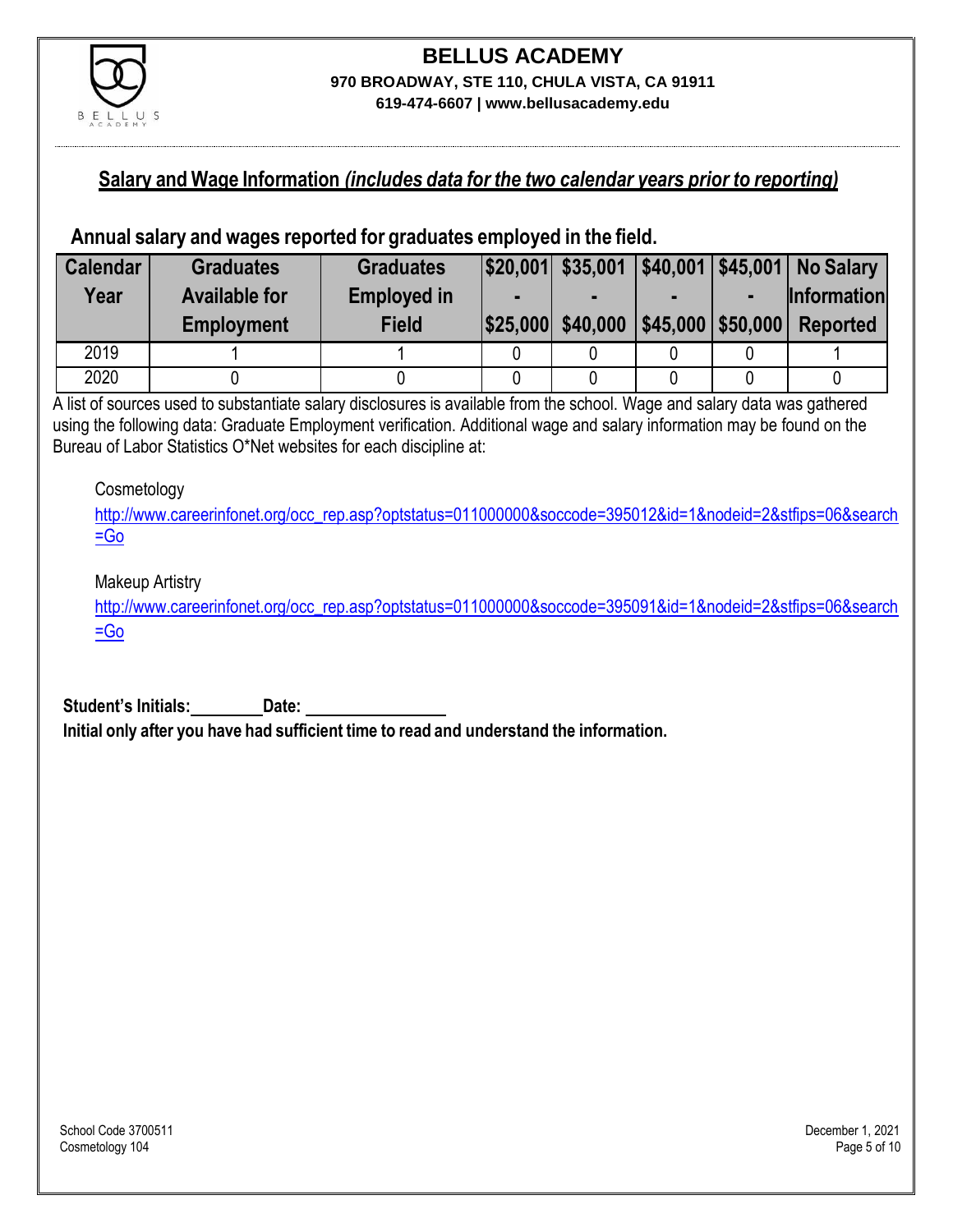**BELLUS ACADEMY**
**970 BROADWAY, STE 110, CHULA VISTA, CA 91911**
**619-474-6607 | www.bellusacademy.edu**

## Salary and Wage Information *(includes data for the two calendar years prior to reporting)*

### Annual salary and wages reported for graduates employed in the field.

| Calendar Year | Graduates Available for Employment | Graduates Employed in Field | \$20,001 - \$25,000 | \$35,001 - \$40,000 | \$40,001 - \$45,000 | \$45,001 - \$50,000 | No Salary Information Reported |
|---|---|---|---|---|---|---|---|
| 2019 | 1 | 1 | 0 | 0 | 0 | 0 | 1 |
| 2020 | 0 | 0 | 0 | 0 | 0 | 0 | 0 |

A list of sources used to substantiate salary disclosures is available from the school. Wage and salary data was gathered using the following data: Graduate Employment verification. Additional wage and salary information may be found on the Bureau of Labor Statistics O*Net websites for each discipline at:

Cosmetology
http://www.careerinfonet.org/occ_rep.asp?optstatus=011000000&soccode=395012&id=1&nodeid=2&stfips=06&search=Go

Makeup Artistry
http://www.careerinfonet.org/occ_rep.asp?optstatus=011000000&soccode=395091&id=1&nodeid=2&stfips=06&search=Go

**Student's Initials:________ Date: ________________**
**Initial only after you have had sufficient time to read and understand the information.**

School Code 3700511
Cosmetology 104

December 1, 2021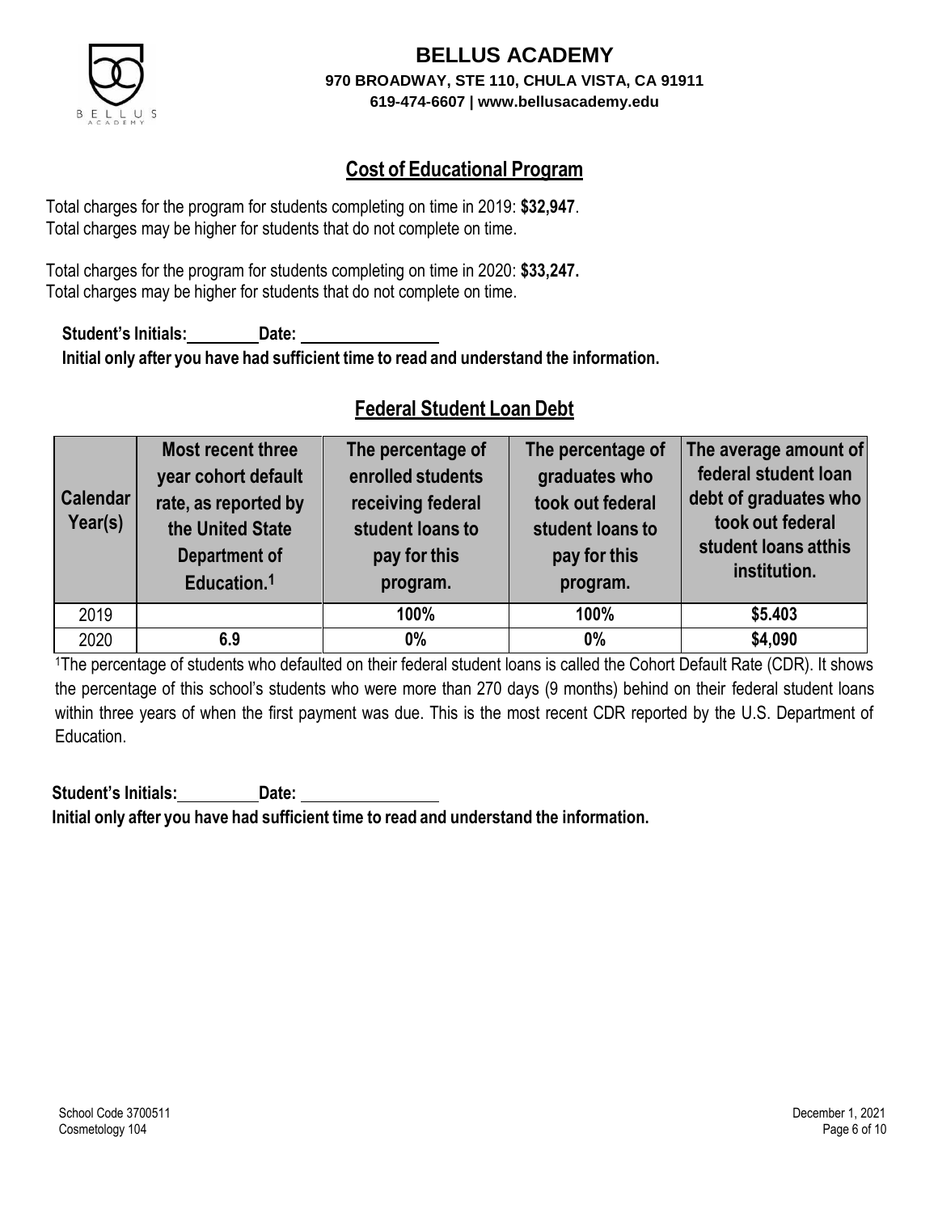# BELLUS ACADEMY

**970 BROADWAY, STE 110, CHULA VISTA, CA 91911**
**619-474-6607 | www.bellusacademy.edu**

## Cost of Educational Program

Total charges for the program for students completing on time in 2019: **$32,947**.
Total charges may be higher for students that do not complete on time.

Total charges for the program for students completing on time in 2020: **$33,247.**
Total charges may be higher for students that do not complete on time.

**Student's Initials:\_\_\_\_\_\_\_\_ Date: \_\_\_\_\_\_\_\_\_\_\_\_\_\_\_\_**
**Initial only after you have had sufficient time to read and understand the information.**

## Federal Student Loan Debt

| Calendar Year(s) | Most recent three year cohort default rate, as reported by the United State Department of Education.[1] | The percentage of enrolled students receiving federal student loans to pay for this program. | The percentage of graduates who took out federal student loans to pay for this program. | The average amount of federal student loan debt of graduates who took out federal student loans atthis institution. |
|---|---|---|---|---|
| 2019 | | **100%** | **100%** | **$5.403** |
| 2020 | **6.9** | **0%** | **0%** | **$4,090** |

[1]The percentage of students who defaulted on their federal student loans is called the Cohort Default Rate (CDR). It shows the percentage of this school's students who were more than 270 days (9 months) behind on their federal student loans within three years of when the first payment was due. This is the most recent CDR reported by the U.S. Department of Education.

**Student's Initials:\_\_\_\_\_\_\_\_ Date: \_\_\_\_\_\_\_\_\_\_\_\_\_\_\_\_**
**Initial only after you have had sufficient time to read and understand the information.**

School Code 3700511
Cosmetology 104

December 1, 2021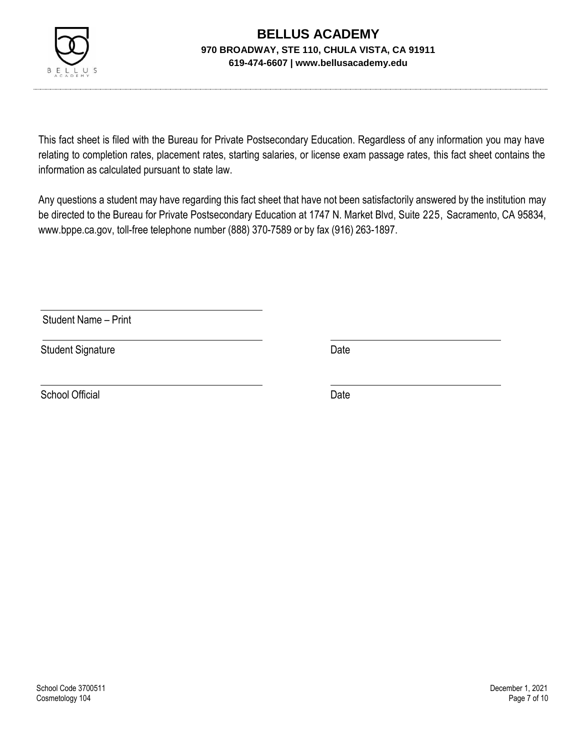# BELLUS ACADEMY

**970 BROADWAY, STE 110, CHULA VISTA, CA 91911**

**619-474-6607 | www.bellusacademy.edu**

This fact sheet is filed with the Bureau for Private Postsecondary Education. Regardless of any information you may have relating to completion rates, placement rates, starting salaries, or license exam passage rates, this fact sheet contains the information as calculated pursuant to state law.

Any questions a student may have regarding this fact sheet that have not been satisfactorily answered by the institution may be directed to the Bureau for Private Postsecondary Education at 1747 N. Market Blvd, Suite 225, Sacramento, CA 95834, www.bppe.ca.gov, toll-free telephone number (888) 370-7589 or by fax (916) 263-1897.

\_\_\_\_\_\_\_\_\_\_\_\_\_\_\_\_\_\_\_\_\_\_\_\_\_\_\_\_\_\_\_\_\_\_\_\_

Student Name – Print

\_\_\_\_\_\_\_\_\_\_\_\_\_\_\_\_\_\_\_\_\_\_\_\_\_\_\_\_\_\_\_\_\_\_\_\_ \_\_\_\_\_\_\_\_\_\_\_\_\_\_\_\_\_\_\_\_\_\_\_\_\_\_\_\_

Student Signature Date

\_\_\_\_\_\_\_\_\_\_\_\_\_\_\_\_\_\_\_\_\_\_\_\_\_\_\_\_\_\_\_\_\_\_\_\_ \_\_\_\_\_\_\_\_\_\_\_\_\_\_\_\_\_\_\_\_\_\_\_\_\_\_\_\_

School Official Date

School Code 3700511
Cosmetology 104

December 1, 2021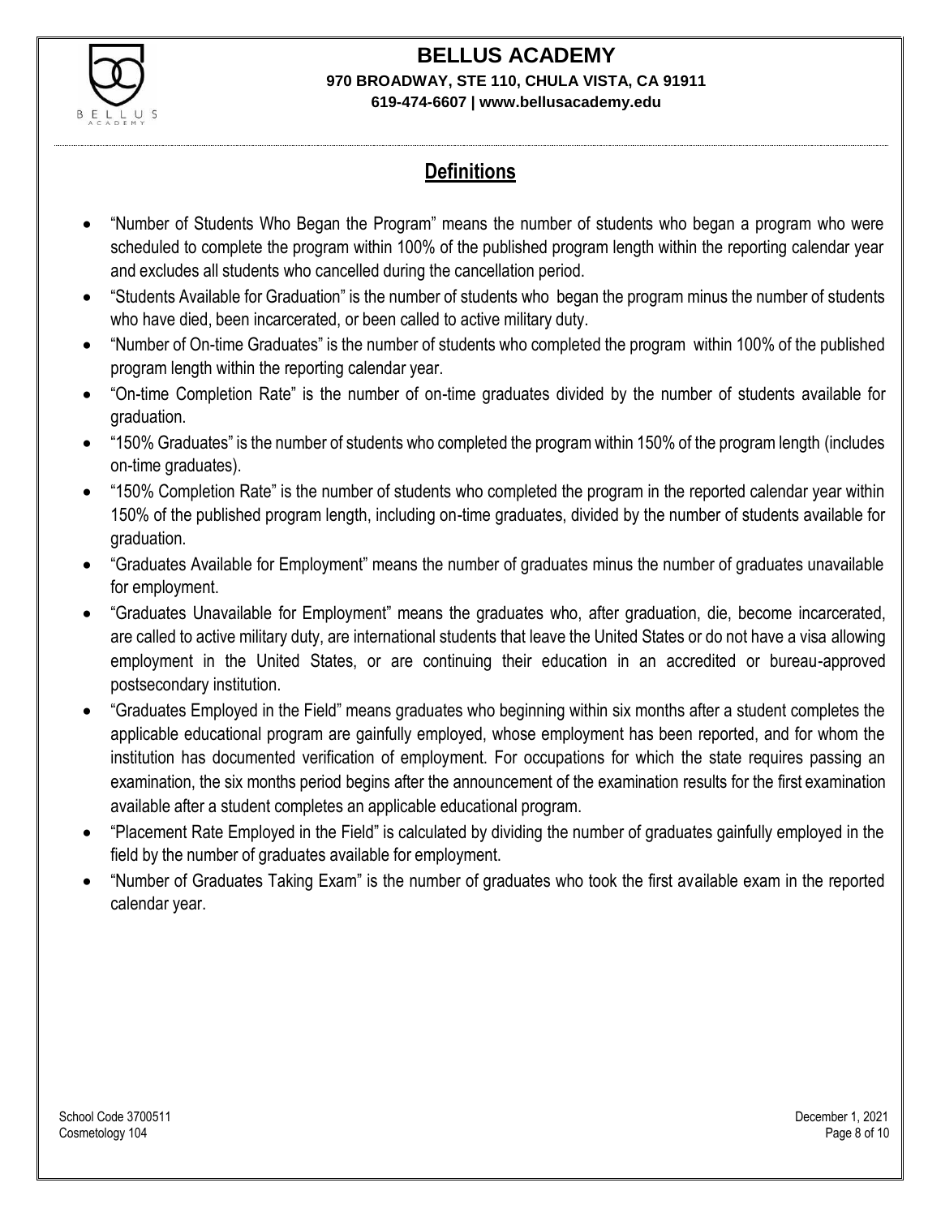## Definitions

- "Number of Students Who Began the Program" means the number of students who began a program who were scheduled to complete the program within 100% of the published program length within the reporting calendar year and excludes all students who cancelled during the cancellation period.
- "Students Available for Graduation" is the number of students who began the program minus the number of students who have died, been incarcerated, or been called to active military duty.
- "Number of On-time Graduates" is the number of students who completed the program within 100% of the published program length within the reporting calendar year.
- "On-time Completion Rate" is the number of on-time graduates divided by the number of students available for graduation.
- "150% Graduates" is the number of students who completed the program within 150% of the program length (includes on-time graduates).
- "150% Completion Rate" is the number of students who completed the program in the reported calendar year within 150% of the published program length, including on-time graduates, divided by the number of students available for graduation.
- "Graduates Available for Employment" means the number of graduates minus the number of graduates unavailable for employment.
- "Graduates Unavailable for Employment" means the graduates who, after graduation, die, become incarcerated, are called to active military duty, are international students that leave the United States or do not have a visa allowing employment in the United States, or are continuing their education in an accredited or bureau-approved postsecondary institution.
- "Graduates Employed in the Field" means graduates who beginning within six months after a student completes the applicable educational program are gainfully employed, whose employment has been reported, and for whom the institution has documented verification of employment. For occupations for which the state requires passing an examination, the six months period begins after the announcement of the examination results for the first examination available after a student completes an applicable educational program.
- "Placement Rate Employed in the Field" is calculated by dividing the number of graduates gainfully employed in the field by the number of graduates available for employment.
- "Number of Graduates Taking Exam" is the number of graduates who took the first available exam in the reported calendar year.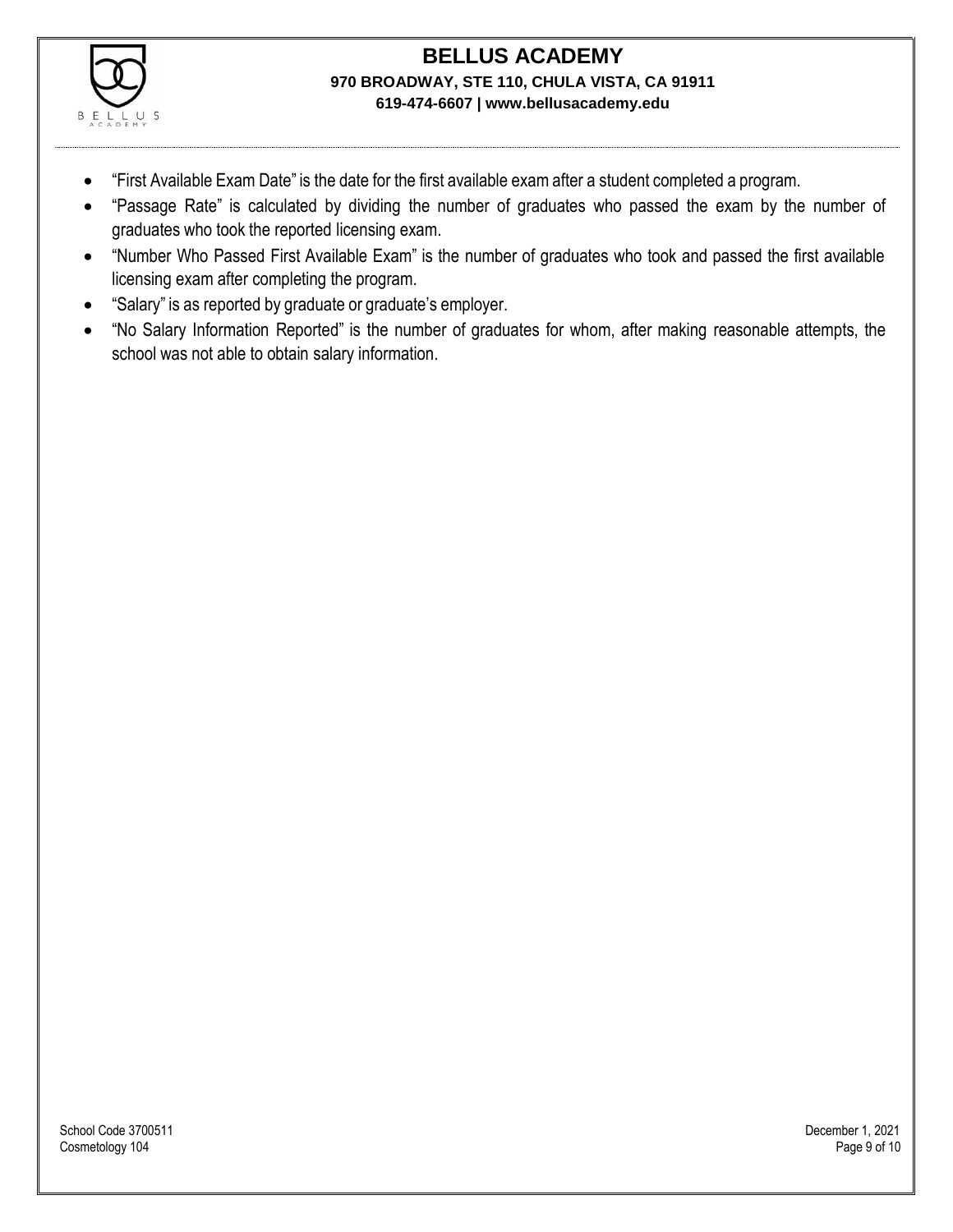- "First Available Exam Date" is the date for the first available exam after a student completed a program.
- "Passage Rate" is calculated by dividing the number of graduates who passed the exam by the number of graduates who took the reported licensing exam.
- "Number Who Passed First Available Exam" is the number of graduates who took and passed the first available licensing exam after completing the program.
- "Salary" is as reported by graduate or graduate's employer.
- "No Salary Information Reported" is the number of graduates for whom, after making reasonable attempts, the school was not able to obtain salary information.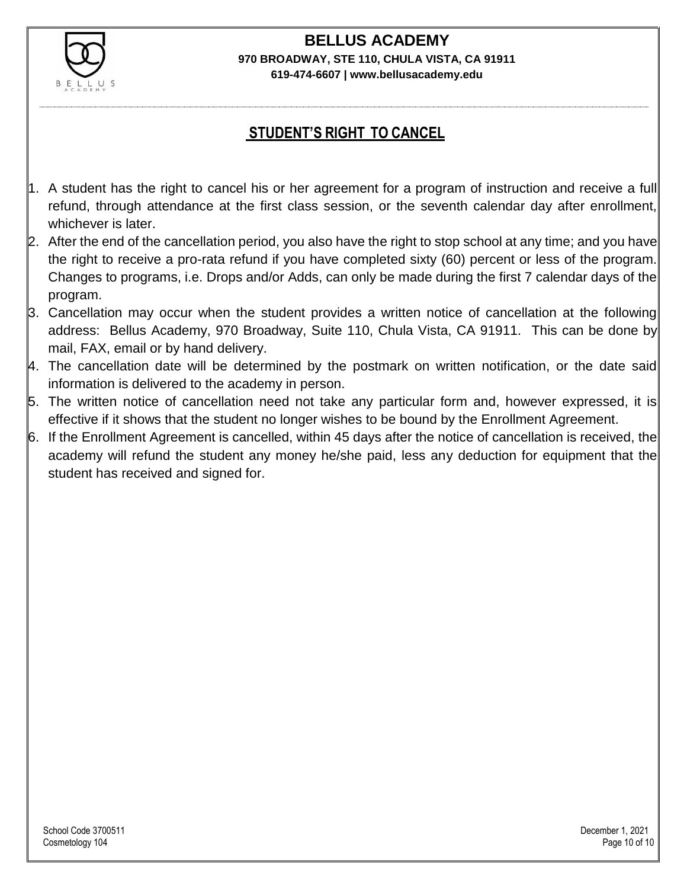**BELLUS ACADEMY**
**970 BROADWAY, STE 110, CHULA VISTA, CA 91911**
**619-474-6607 | www.bellusacademy.edu**

# STUDENT'S RIGHT TO CANCEL

1. A student has the right to cancel his or her agreement for a program of instruction and receive a full refund, through attendance at the first class session, or the seventh calendar day after enrollment, whichever is later.
2. After the end of the cancellation period, you also have the right to stop school at any time; and you have the right to receive a pro-rata refund if you have completed sixty (60) percent or less of the program. Changes to programs, i.e. Drops and/or Adds, can only be made during the first 7 calendar days of the program.
3. Cancellation may occur when the student provides a written notice of cancellation at the following address: Bellus Academy, 970 Broadway, Suite 110, Chula Vista, CA 91911. This can be done by mail, FAX, email or by hand delivery.
4. The cancellation date will be determined by the postmark on written notification, or the date said information is delivered to the academy in person.
5. The written notice of cancellation need not take any particular form and, however expressed, it is effective if it shows that the student no longer wishes to be bound by the Enrollment Agreement.
6. If the Enrollment Agreement is cancelled, within 45 days after the notice of cancellation is received, the academy will refund the student any money he/she paid, less any deduction for equipment that the student has received and signed for.

School Code 3700511
Cosmetology 104

December 1, 2021